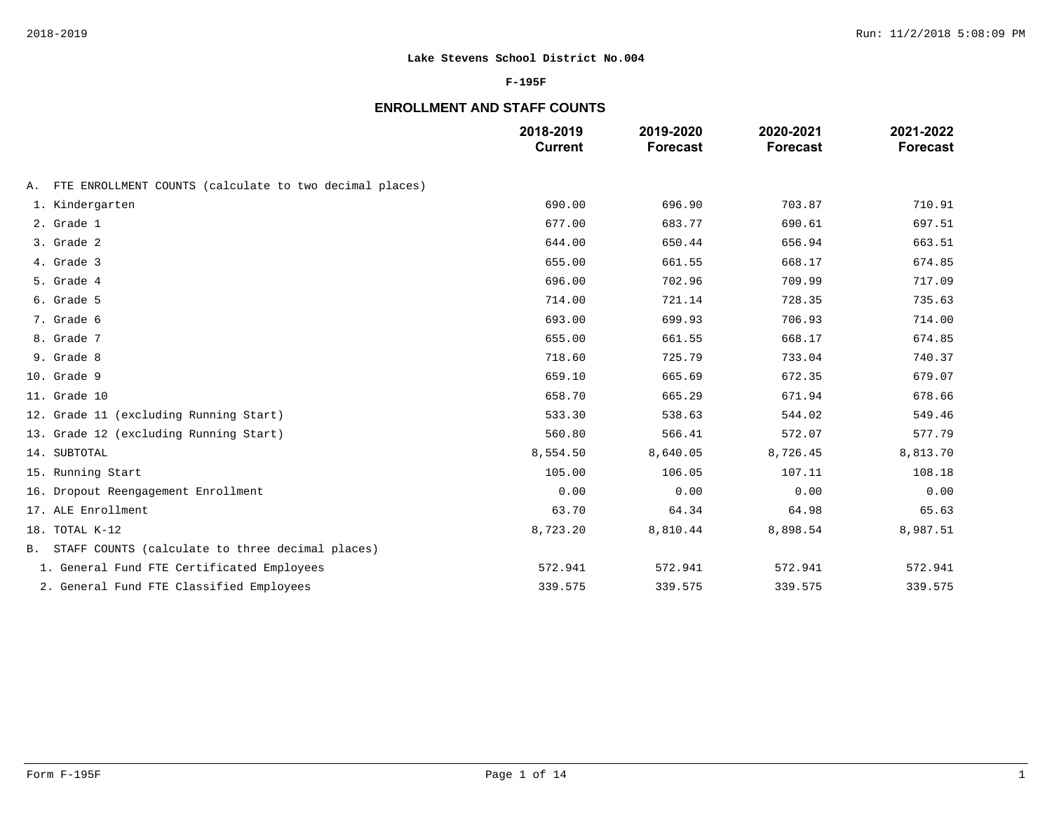**Lake Stevens School District No.004**

**F-195F**

## ENROLLMENT AND STAFF COUNTS

| | 2018-2019 Current | 2019-2020 Forecast | 2020-2021 Forecast | 2021-2022 Forecast |
|---|---|---|---|---|
| A. FTE ENROLLMENT COUNTS (calculate to two decimal places) | | | | |
| 1. Kindergarten | 690.00 | 696.90 | 703.87 | 710.91 |
| 2. Grade 1 | 677.00 | 683.77 | 690.61 | 697.51 |
| 3. Grade 2 | 644.00 | 650.44 | 656.94 | 663.51 |
| 4. Grade 3 | 655.00 | 661.55 | 668.17 | 674.85 |
| 5. Grade 4 | 696.00 | 702.96 | 709.99 | 717.09 |
| 6. Grade 5 | 714.00 | 721.14 | 728.35 | 735.63 |
| 7. Grade 6 | 693.00 | 699.93 | 706.93 | 714.00 |
| 8. Grade 7 | 655.00 | 661.55 | 668.17 | 674.85 |
| 9. Grade 8 | 718.60 | 725.79 | 733.04 | 740.37 |
| 10. Grade 9 | 659.10 | 665.69 | 672.35 | 679.07 |
| 11. Grade 10 | 658.70 | 665.29 | 671.94 | 678.66 |
| 12. Grade 11 (excluding Running Start) | 533.30 | 538.63 | 544.02 | 549.46 |
| 13. Grade 12 (excluding Running Start) | 560.80 | 566.41 | 572.07 | 577.79 |
| 14. SUBTOTAL | 8,554.50 | 8,640.05 | 8,726.45 | 8,813.70 |
| 15. Running Start | 105.00 | 106.05 | 107.11 | 108.18 |
| 16. Dropout Reengagement Enrollment | 0.00 | 0.00 | 0.00 | 0.00 |
| 17. ALE Enrollment | 63.70 | 64.34 | 64.98 | 65.63 |
| 18. TOTAL K-12 | 8,723.20 | 8,810.44 | 8,898.54 | 8,987.51 |
| B. STAFF COUNTS (calculate to three decimal places) | | | | |
| 1. General Fund FTE Certificated Employees | 572.941 | 572.941 | 572.941 | 572.941 |
| 2. General Fund FTE Classified Employees | 339.575 | 339.575 | 339.575 | 339.575 |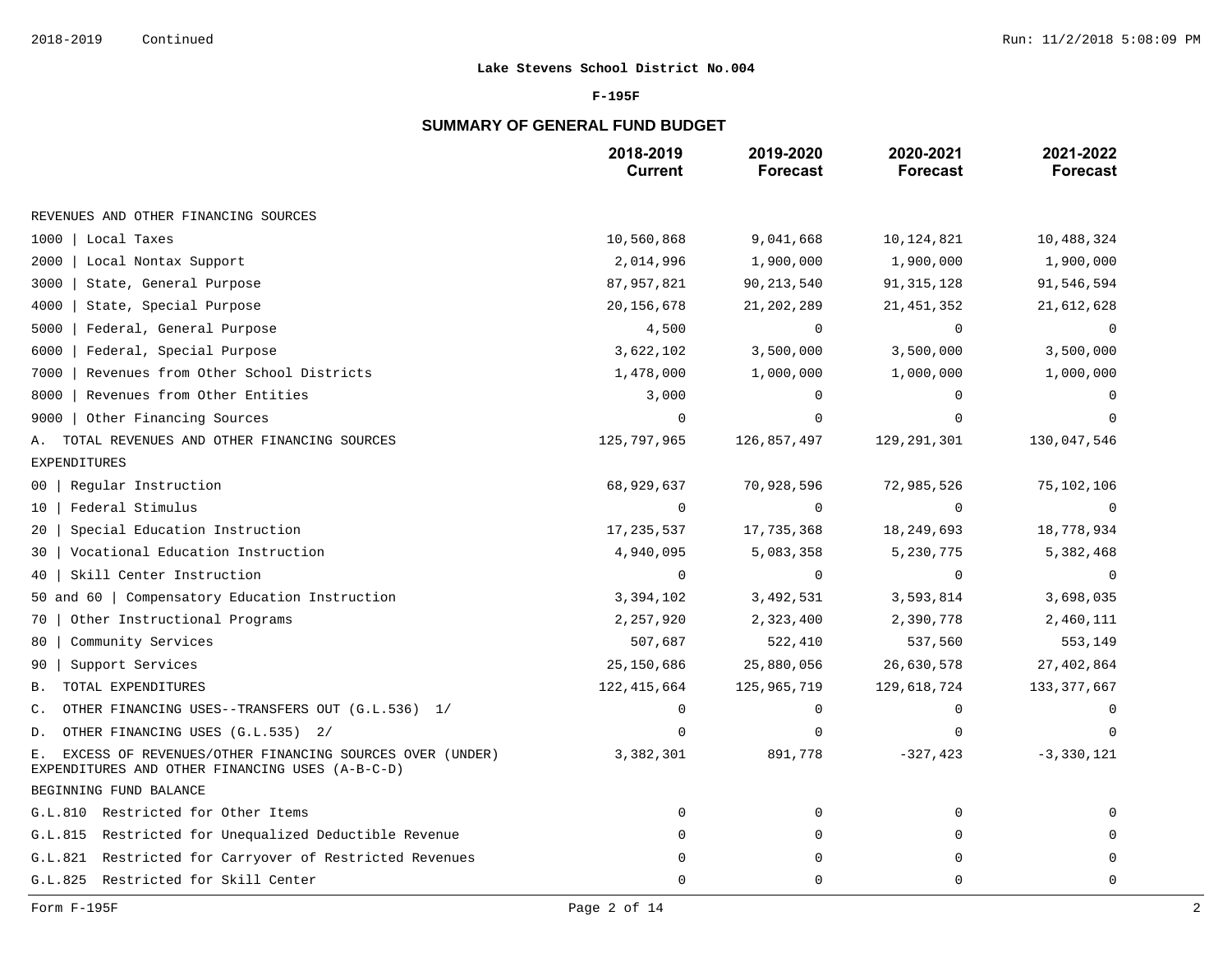**Lake Stevens School District No.004**

**F-195F**

## SUMMARY OF GENERAL FUND BUDGET

| | 2018-2019 Current | 2019-2020 Forecast | 2020-2021 Forecast | 2021-2022 Forecast |
|---|---|---|---|---|
| REVENUES AND OTHER FINANCING SOURCES | | | | |
| 1000 \| Local Taxes | 10,560,868 | 9,041,668 | 10,124,821 | 10,488,324 |
| 2000 \| Local Nontax Support | 2,014,996 | 1,900,000 | 1,900,000 | 1,900,000 |
| 3000 \| State, General Purpose | 87,957,821 | 90,213,540 | 91,315,128 | 91,546,594 |
| 4000 \| State, Special Purpose | 20,156,678 | 21,202,289 | 21,451,352 | 21,612,628 |
| 5000 \| Federal, General Purpose | 4,500 | 0 | 0 | 0 |
| 6000 \| Federal, Special Purpose | 3,622,102 | 3,500,000 | 3,500,000 | 3,500,000 |
| 7000 \| Revenues from Other School Districts | 1,478,000 | 1,000,000 | 1,000,000 | 1,000,000 |
| 8000 \| Revenues from Other Entities | 3,000 | 0 | 0 | 0 |
| 9000 \| Other Financing Sources | 0 | 0 | 0 | 0 |
| A. TOTAL REVENUES AND OTHER FINANCING SOURCES | 125,797,965 | 126,857,497 | 129,291,301 | 130,047,546 |
| EXPENDITURES | | | | |
| 00 \| Regular Instruction | 68,929,637 | 70,928,596 | 72,985,526 | 75,102,106 |
| 10 \| Federal Stimulus | 0 | 0 | 0 | 0 |
| 20 \| Special Education Instruction | 17,235,537 | 17,735,368 | 18,249,693 | 18,778,934 |
| 30 \| Vocational Education Instruction | 4,940,095 | 5,083,358 | 5,230,775 | 5,382,468 |
| 40 \| Skill Center Instruction | 0 | 0 | 0 | 0 |
| 50 and 60 \| Compensatory Education Instruction | 3,394,102 | 3,492,531 | 3,593,814 | 3,698,035 |
| 70 \| Other Instructional Programs | 2,257,920 | 2,323,400 | 2,390,778 | 2,460,111 |
| 80 \| Community Services | 507,687 | 522,410 | 537,560 | 553,149 |
| 90 \| Support Services | 25,150,686 | 25,880,056 | 26,630,578 | 27,402,864 |
| B. TOTAL EXPENDITURES | 122,415,664 | 125,965,719 | 129,618,724 | 133,377,667 |
| C. OTHER FINANCING USES--TRANSFERS OUT (G.L.536) 1/ | 0 | 0 | 0 | 0 |
| D. OTHER FINANCING USES (G.L.535) 2/ | 0 | 0 | 0 | 0 |
| E. EXCESS OF REVENUES/OTHER FINANCING SOURCES OVER (UNDER) EXPENDITURES AND OTHER FINANCING USES (A-B-C-D) | 3,382,301 | 891,778 | -327,423 | -3,330,121 |
| BEGINNING FUND BALANCE | | | | |
| G.L.810 Restricted for Other Items | 0 | 0 | 0 | 0 |
| G.L.815 Restricted for Unequalized Deductible Revenue | 0 | 0 | 0 | 0 |
| G.L.821 Restricted for Carryover of Restricted Revenues | 0 | 0 | 0 | 0 |
| G.L.825 Restricted for Skill Center | 0 | 0 | 0 | 0 |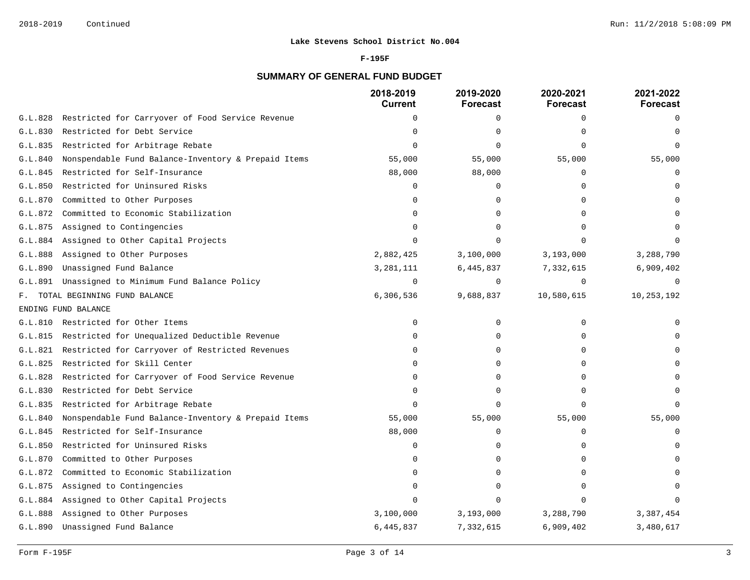**Lake Stevens School District No.004**

**F-195F**

## SUMMARY OF GENERAL FUND BUDGET

| | 2018-2019 Current | 2019-2020 Forecast | 2020-2021 Forecast | 2021-2022 Forecast |
|---|---|---|---|---|
| G.L.828 Restricted for Carryover of Food Service Revenue | 0 | 0 | 0 | 0 |
| G.L.830 Restricted for Debt Service | 0 | 0 | 0 | 0 |
| G.L.835 Restricted for Arbitrage Rebate | 0 | 0 | 0 | 0 |
| G.L.840 Nonspendable Fund Balance-Inventory & Prepaid Items | 55,000 | 55,000 | 55,000 | 55,000 |
| G.L.845 Restricted for Self-Insurance | 88,000 | 88,000 | 0 | 0 |
| G.L.850 Restricted for Uninsured Risks | 0 | 0 | 0 | 0 |
| G.L.870 Committed to Other Purposes | 0 | 0 | 0 | 0 |
| G.L.872 Committed to Economic Stabilization | 0 | 0 | 0 | 0 |
| G.L.875 Assigned to Contingencies | 0 | 0 | 0 | 0 |
| G.L.884 Assigned to Other Capital Projects | 0 | 0 | 0 | 0 |
| G.L.888 Assigned to Other Purposes | 2,882,425 | 3,100,000 | 3,193,000 | 3,288,790 |
| G.L.890 Unassigned Fund Balance | 3,281,111 | 6,445,837 | 7,332,615 | 6,909,402 |
| G.L.891 Unassigned to Minimum Fund Balance Policy | 0 | 0 | 0 | 0 |
| F. TOTAL BEGINNING FUND BALANCE | 6,306,536 | 9,688,837 | 10,580,615 | 10,253,192 |
| ENDING FUND BALANCE | | | | |
| G.L.810 Restricted for Other Items | 0 | 0 | 0 | 0 |
| G.L.815 Restricted for Unequalized Deductible Revenue | 0 | 0 | 0 | 0 |
| G.L.821 Restricted for Carryover of Restricted Revenues | 0 | 0 | 0 | 0 |
| G.L.825 Restricted for Skill Center | 0 | 0 | 0 | 0 |
| G.L.828 Restricted for Carryover of Food Service Revenue | 0 | 0 | 0 | 0 |
| G.L.830 Restricted for Debt Service | 0 | 0 | 0 | 0 |
| G.L.835 Restricted for Arbitrage Rebate | 0 | 0 | 0 | 0 |
| G.L.840 Nonspendable Fund Balance-Inventory & Prepaid Items | 55,000 | 55,000 | 55,000 | 55,000 |
| G.L.845 Restricted for Self-Insurance | 88,000 | 0 | 0 | 0 |
| G.L.850 Restricted for Uninsured Risks | 0 | 0 | 0 | 0 |
| G.L.870 Committed to Other Purposes | 0 | 0 | 0 | 0 |
| G.L.872 Committed to Economic Stabilization | 0 | 0 | 0 | 0 |
| G.L.875 Assigned to Contingencies | 0 | 0 | 0 | 0 |
| G.L.884 Assigned to Other Capital Projects | 0 | 0 | 0 | 0 |
| G.L.888 Assigned to Other Purposes | 3,100,000 | 3,193,000 | 3,288,790 | 3,387,454 |
| G.L.890 Unassigned Fund Balance | 6,445,837 | 7,332,615 | 6,909,402 | 3,480,617 |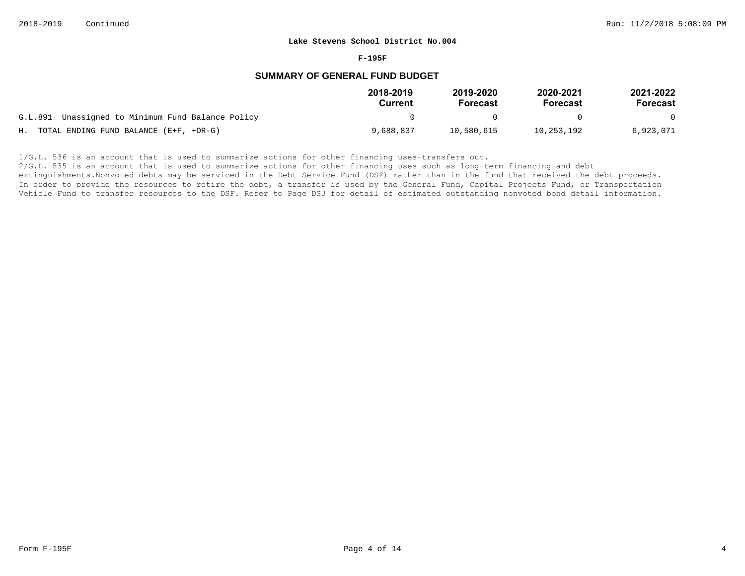**Lake Stevens School District No.004**

**F-195F**

## SUMMARY OF GENERAL FUND BUDGET

| | 2018-2019 Current | 2019-2020 Forecast | 2020-2021 Forecast | 2021-2022 Forecast |
|---|---|---|---|---|
| G.L.891 Unassigned to Minimum Fund Balance Policy | 0 | 0 | 0 | 0 |
| H. TOTAL ENDING FUND BALANCE (E+F, +OR-G) | 9,688,837 | 10,580,615 | 10,253,192 | 6,923,071 |

1/G.L. 536 is an account that is used to summarize actions for other financing uses—transfers out.
2/G.L. 535 is an account that is used to summarize actions for other financing uses such as long-term financing and debt extinguishments.Nonvoted debts may be serviced in the Debt Service Fund (DSF) rather than in the fund that received the debt proceeds. In order to provide the resources to retire the debt, a transfer is used by the General Fund, Capital Projects Fund, or Transportation Vehicle Fund to transfer resources to the DSF. Refer to Page DS3 for detail of estimated outstanding nonvoted bond detail information.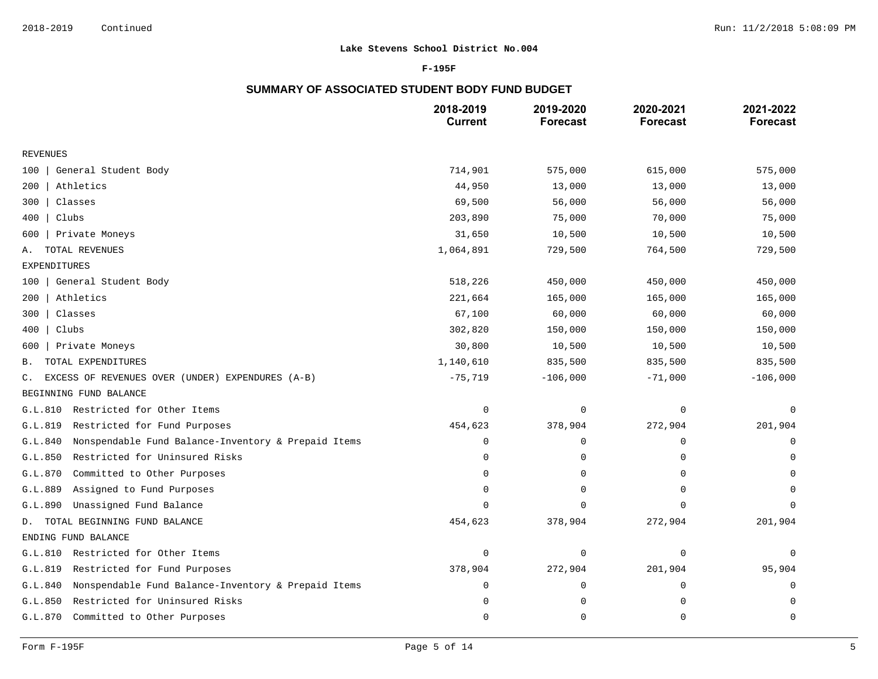**Lake Stevens School District No.004**

**F-195F**

## SUMMARY OF ASSOCIATED STUDENT BODY FUND BUDGET

| | 2018-2019 Current | 2019-2020 Forecast | 2020-2021 Forecast | 2021-2022 Forecast |
|---|---|---|---|---|
| REVENUES | | | | |
| 100 \| General Student Body | 714,901 | 575,000 | 615,000 | 575,000 |
| 200 \| Athletics | 44,950 | 13,000 | 13,000 | 13,000 |
| 300 \| Classes | 69,500 | 56,000 | 56,000 | 56,000 |
| 400 \| Clubs | 203,890 | 75,000 | 70,000 | 75,000 |
| 600 \| Private Moneys | 31,650 | 10,500 | 10,500 | 10,500 |
| A. TOTAL REVENUES | 1,064,891 | 729,500 | 764,500 | 729,500 |
| EXPENDITURES | | | | |
| 100 \| General Student Body | 518,226 | 450,000 | 450,000 | 450,000 |
| 200 \| Athletics | 221,664 | 165,000 | 165,000 | 165,000 |
| 300 \| Classes | 67,100 | 60,000 | 60,000 | 60,000 |
| 400 \| Clubs | 302,820 | 150,000 | 150,000 | 150,000 |
| 600 \| Private Moneys | 30,800 | 10,500 | 10,500 | 10,500 |
| B. TOTAL EXPENDITURES | 1,140,610 | 835,500 | 835,500 | 835,500 |
| C. EXCESS OF REVENUES OVER (UNDER) EXPENDURES (A-B) | -75,719 | -106,000 | -71,000 | -106,000 |
| BEGINNING FUND BALANCE | | | | |
| G.L.810 Restricted for Other Items | 0 | 0 | 0 | 0 |
| G.L.819 Restricted for Fund Purposes | 454,623 | 378,904 | 272,904 | 201,904 |
| G.L.840 Nonspendable Fund Balance-Inventory & Prepaid Items | 0 | 0 | 0 | 0 |
| G.L.850 Restricted for Uninsured Risks | 0 | 0 | 0 | 0 |
| G.L.870 Committed to Other Purposes | 0 | 0 | 0 | 0 |
| G.L.889 Assigned to Fund Purposes | 0 | 0 | 0 | 0 |
| G.L.890 Unassigned Fund Balance | 0 | 0 | 0 | 0 |
| D. TOTAL BEGINNING FUND BALANCE | 454,623 | 378,904 | 272,904 | 201,904 |
| ENDING FUND BALANCE | | | | |
| G.L.810 Restricted for Other Items | 0 | 0 | 0 | 0 |
| G.L.819 Restricted for Fund Purposes | 378,904 | 272,904 | 201,904 | 95,904 |
| G.L.840 Nonspendable Fund Balance-Inventory & Prepaid Items | 0 | 0 | 0 | 0 |
| G.L.850 Restricted for Uninsured Risks | 0 | 0 | 0 | 0 |
| G.L.870 Committed to Other Purposes | 0 | 0 | 0 | 0 |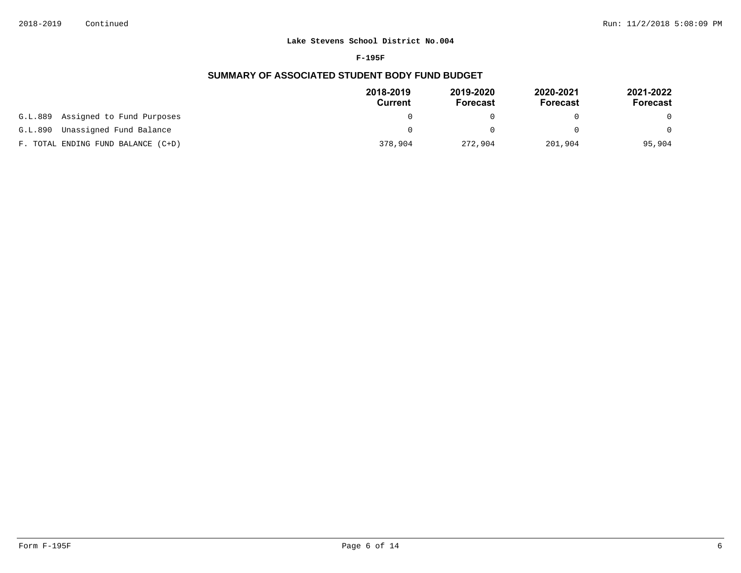**Lake Stevens School District No.004**

**F-195F**

## SUMMARY OF ASSOCIATED STUDENT BODY FUND BUDGET

| | 2018-2019 Current | 2019-2020 Forecast | 2020-2021 Forecast | 2021-2022 Forecast |
|---|---|---|---|---|
| G.L.889 Assigned to Fund Purposes | 0 | 0 | 0 | 0 |
| G.L.890 Unassigned Fund Balance | 0 | 0 | 0 | 0 |
| F. TOTAL ENDING FUND BALANCE (C+D) | 378,904 | 272,904 | 201,904 | 95,904 |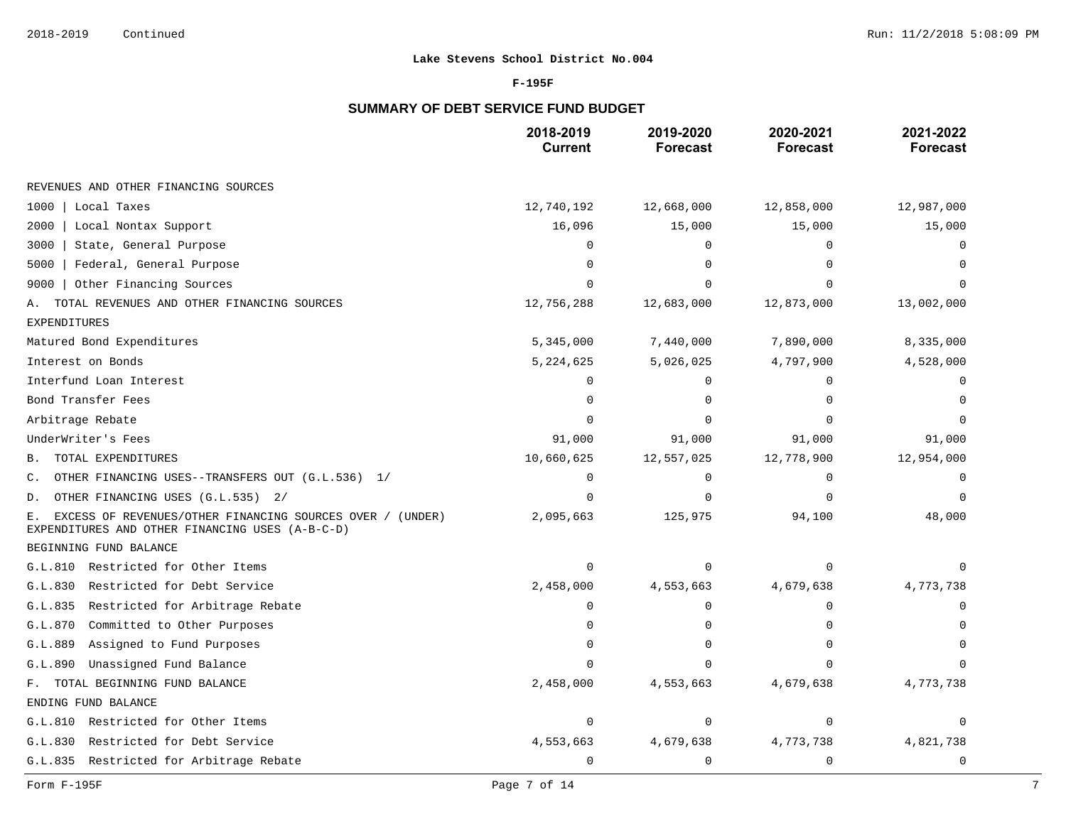**Lake Stevens School District No.004**

**F-195F**

## SUMMARY OF DEBT SERVICE FUND BUDGET

| | 2018-2019 Current | 2019-2020 Forecast | 2020-2021 Forecast | 2021-2022 Forecast |
|---|---|---|---|---|
| REVENUES AND OTHER FINANCING SOURCES | | | | |
| 1000 \| Local Taxes | 12,740,192 | 12,668,000 | 12,858,000 | 12,987,000 |
| 2000 \| Local Nontax Support | 16,096 | 15,000 | 15,000 | 15,000 |
| 3000 \| State, General Purpose | 0 | 0 | 0 | 0 |
| 5000 \| Federal, General Purpose | 0 | 0 | 0 | 0 |
| 9000 \| Other Financing Sources | 0 | 0 | 0 | 0 |
| A. TOTAL REVENUES AND OTHER FINANCING SOURCES | 12,756,288 | 12,683,000 | 12,873,000 | 13,002,000 |
| EXPENDITURES | | | | |
| Matured Bond Expenditures | 5,345,000 | 7,440,000 | 7,890,000 | 8,335,000 |
| Interest on Bonds | 5,224,625 | 5,026,025 | 4,797,900 | 4,528,000 |
| Interfund Loan Interest | 0 | 0 | 0 | 0 |
| Bond Transfer Fees | 0 | 0 | 0 | 0 |
| Arbitrage Rebate | 0 | 0 | 0 | 0 |
| UnderWriter's Fees | 91,000 | 91,000 | 91,000 | 91,000 |
| B. TOTAL EXPENDITURES | 10,660,625 | 12,557,025 | 12,778,900 | 12,954,000 |
| C. OTHER FINANCING USES--TRANSFERS OUT (G.L.536) 1/ | 0 | 0 | 0 | 0 |
| D. OTHER FINANCING USES (G.L.535) 2/ | 0 | 0 | 0 | 0 |
| E. EXCESS OF REVENUES/OTHER FINANCING SOURCES OVER / (UNDER) EXPENDITURES AND OTHER FINANCING USES (A-B-C-D) | 2,095,663 | 125,975 | 94,100 | 48,000 |
| BEGINNING FUND BALANCE | | | | |
| G.L.810 Restricted for Other Items | 0 | 0 | 0 | 0 |
| G.L.830 Restricted for Debt Service | 2,458,000 | 4,553,663 | 4,679,638 | 4,773,738 |
| G.L.835 Restricted for Arbitrage Rebate | 0 | 0 | 0 | 0 |
| G.L.870 Committed to Other Purposes | 0 | 0 | 0 | 0 |
| G.L.889 Assigned to Fund Purposes | 0 | 0 | 0 | 0 |
| G.L.890 Unassigned Fund Balance | 0 | 0 | 0 | 0 |
| F. TOTAL BEGINNING FUND BALANCE | 2,458,000 | 4,553,663 | 4,679,638 | 4,773,738 |
| ENDING FUND BALANCE | | | | |
| G.L.810 Restricted for Other Items | 0 | 0 | 0 | 0 |
| G.L.830 Restricted for Debt Service | 4,553,663 | 4,679,638 | 4,773,738 | 4,821,738 |
| G.L.835 Restricted for Arbitrage Rebate | 0 | 0 | 0 | 0 |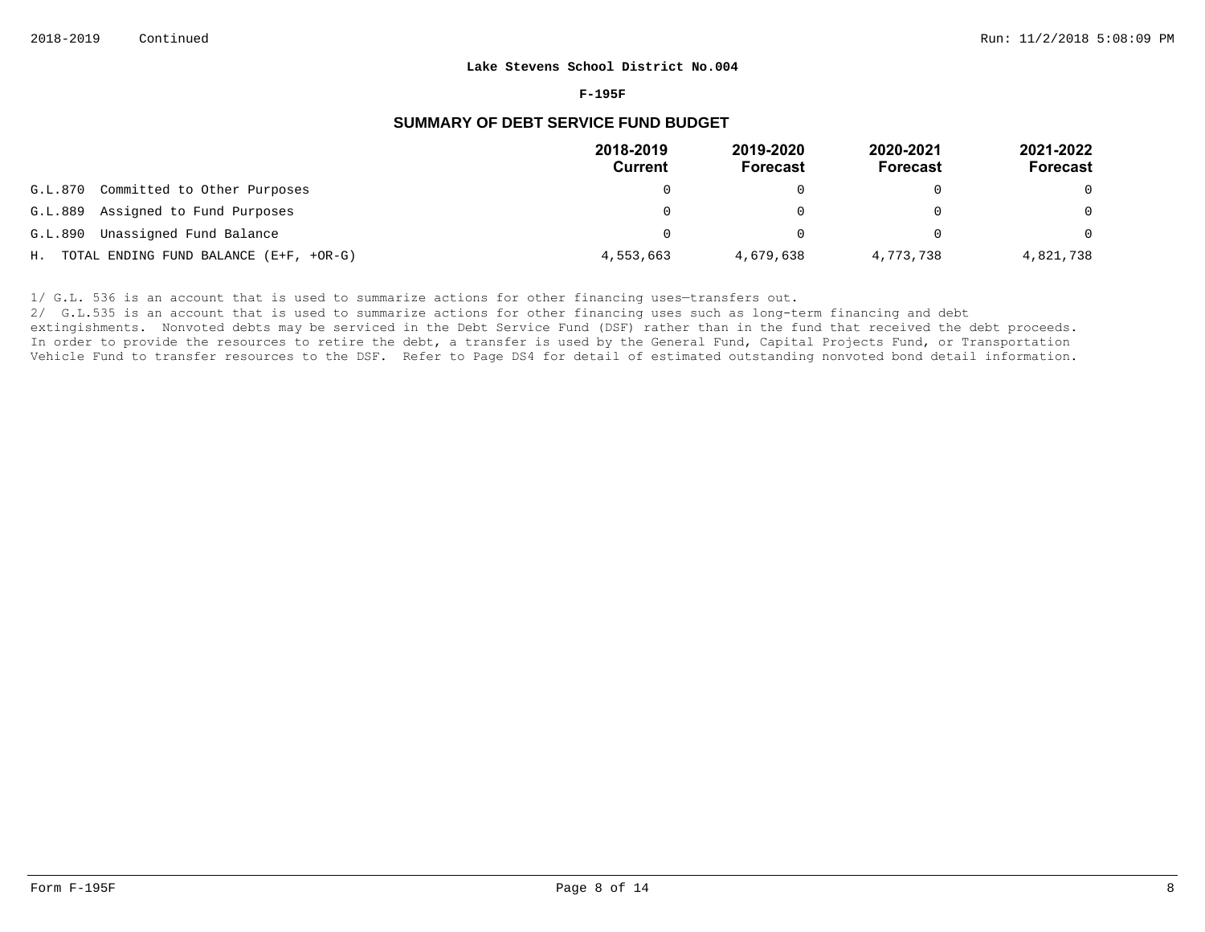**Lake Stevens School District No.004**

**F-195F**

## SUMMARY OF DEBT SERVICE FUND BUDGET

| | 2018-2019 Current | 2019-2020 Forecast | 2020-2021 Forecast | 2021-2022 Forecast |
|---|---|---|---|---|
| G.L.870 Committed to Other Purposes | 0 | 0 | 0 | 0 |
| G.L.889 Assigned to Fund Purposes | 0 | 0 | 0 | 0 |
| G.L.890 Unassigned Fund Balance | 0 | 0 | 0 | 0 |
| H. TOTAL ENDING FUND BALANCE (E+F, +OR-G) | 4,553,663 | 4,679,638 | 4,773,738 | 4,821,738 |

1/ G.L. 536 is an account that is used to summarize actions for other financing uses—transfers out.

2/ G.L.535 is an account that is used to summarize actions for other financing uses such as long-term financing and debt extingishments. Nonvoted debts may be serviced in the Debt Service Fund (DSF) rather than in the fund that received the debt proceeds. In order to provide the resources to retire the debt, a transfer is used by the General Fund, Capital Projects Fund, or Transportation Vehicle Fund to transfer resources to the DSF. Refer to Page DS4 for detail of estimated outstanding nonvoted bond detail information.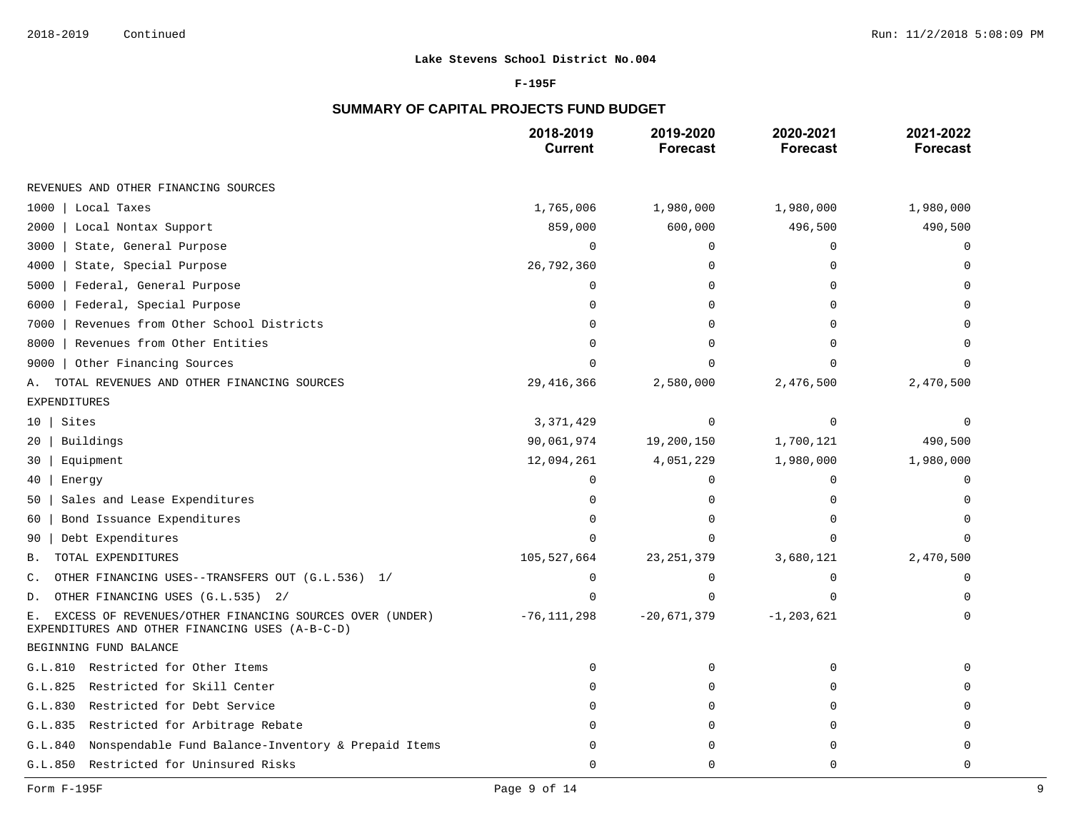**Lake Stevens School District No.004**

**F-195F**

## SUMMARY OF CAPITAL PROJECTS FUND BUDGET

| | 2018-2019 Current | 2019-2020 Forecast | 2020-2021 Forecast | 2021-2022 Forecast |
|---|---|---|---|---|
| REVENUES AND OTHER FINANCING SOURCES | | | | |
| 1000 \| Local Taxes | 1,765,006 | 1,980,000 | 1,980,000 | 1,980,000 |
| 2000 \| Local Nontax Support | 859,000 | 600,000 | 496,500 | 490,500 |
| 3000 \| State, General Purpose | 0 | 0 | 0 | 0 |
| 4000 \| State, Special Purpose | 26,792,360 | 0 | 0 | 0 |
| 5000 \| Federal, General Purpose | 0 | 0 | 0 | 0 |
| 6000 \| Federal, Special Purpose | 0 | 0 | 0 | 0 |
| 7000 \| Revenues from Other School Districts | 0 | 0 | 0 | 0 |
| 8000 \| Revenues from Other Entities | 0 | 0 | 0 | 0 |
| 9000 \| Other Financing Sources | 0 | 0 | 0 | 0 |
| A. TOTAL REVENUES AND OTHER FINANCING SOURCES | 29,416,366 | 2,580,000 | 2,476,500 | 2,470,500 |
| EXPENDITURES | | | | |
| 10 \| Sites | 3,371,429 | 0 | 0 | 0 |
| 20 \| Buildings | 90,061,974 | 19,200,150 | 1,700,121 | 490,500 |
| 30 \| Equipment | 12,094,261 | 4,051,229 | 1,980,000 | 1,980,000 |
| 40 \| Energy | 0 | 0 | 0 | 0 |
| 50 \| Sales and Lease Expenditures | 0 | 0 | 0 | 0 |
| 60 \| Bond Issuance Expenditures | 0 | 0 | 0 | 0 |
| 90 \| Debt Expenditures | 0 | 0 | 0 | 0 |
| B. TOTAL EXPENDITURES | 105,527,664 | 23,251,379 | 3,680,121 | 2,470,500 |
| C. OTHER FINANCING USES--TRANSFERS OUT (G.L.536) 1/ | 0 | 0 | 0 | 0 |
| D. OTHER FINANCING USES (G.L.535) 2/ | 0 | 0 | 0 | 0 |
| E. EXCESS OF REVENUES/OTHER FINANCING SOURCES OVER (UNDER) EXPENDITURES AND OTHER FINANCING USES (A-B-C-D) | -76,111,298 | -20,671,379 | -1,203,621 | 0 |
| BEGINNING FUND BALANCE | | | | |
| G.L.810 Restricted for Other Items | 0 | 0 | 0 | 0 |
| G.L.825 Restricted for Skill Center | 0 | 0 | 0 | 0 |
| G.L.830 Restricted for Debt Service | 0 | 0 | 0 | 0 |
| G.L.835 Restricted for Arbitrage Rebate | 0 | 0 | 0 | 0 |
| G.L.840 Nonspendable Fund Balance-Inventory & Prepaid Items | 0 | 0 | 0 | 0 |
| G.L.850 Restricted for Uninsured Risks | 0 | 0 | 0 | 0 |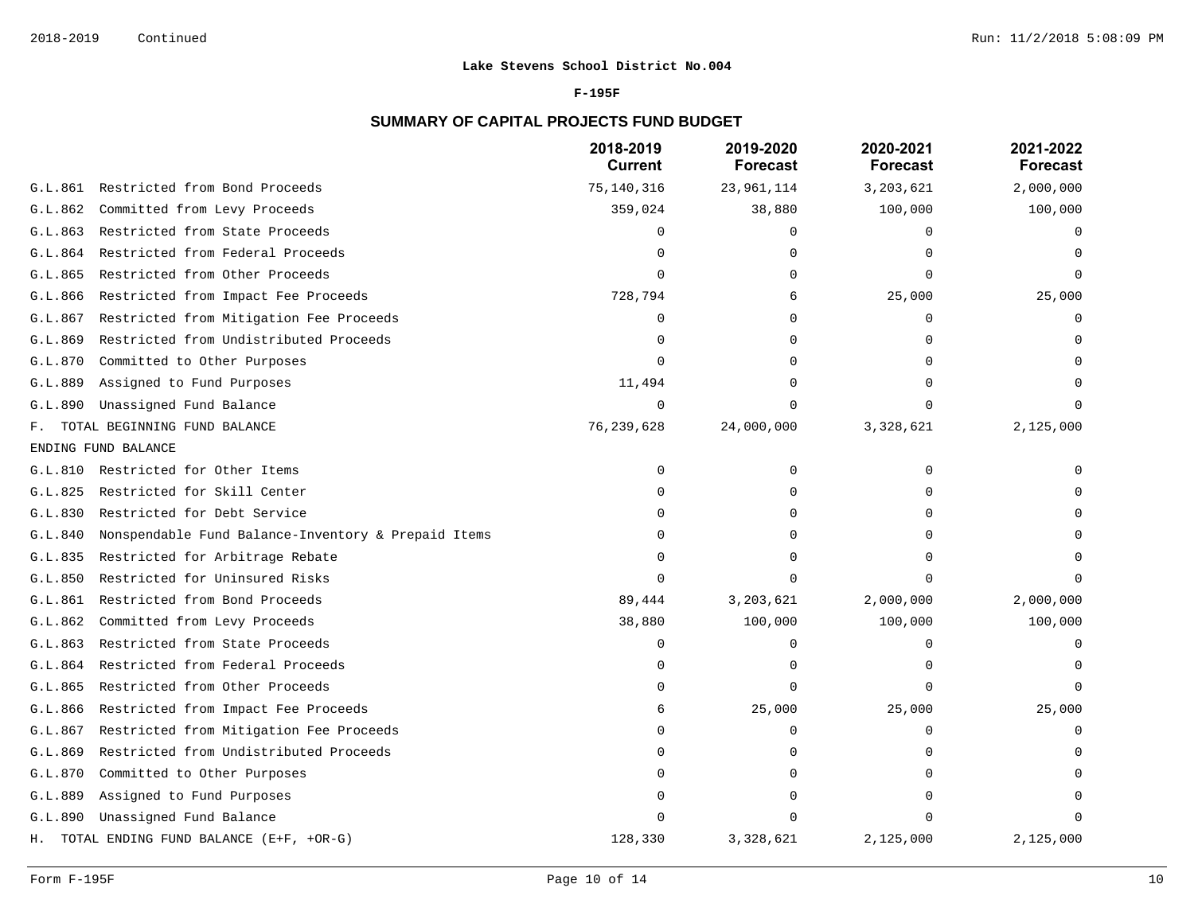**Lake Stevens School District No.004**

**F-195F**

## SUMMARY OF CAPITAL PROJECTS FUND BUDGET

| | 2018-2019 Current | 2019-2020 Forecast | 2020-2021 Forecast | 2021-2022 Forecast |
|---|---|---|---|---|
| G.L.861 Restricted from Bond Proceeds | 75,140,316 | 23,961,114 | 3,203,621 | 2,000,000 |
| G.L.862 Committed from Levy Proceeds | 359,024 | 38,880 | 100,000 | 100,000 |
| G.L.863 Restricted from State Proceeds | 0 | 0 | 0 | 0 |
| G.L.864 Restricted from Federal Proceeds | 0 | 0 | 0 | 0 |
| G.L.865 Restricted from Other Proceeds | 0 | 0 | 0 | 0 |
| G.L.866 Restricted from Impact Fee Proceeds | 728,794 | 6 | 25,000 | 25,000 |
| G.L.867 Restricted from Mitigation Fee Proceeds | 0 | 0 | 0 | 0 |
| G.L.869 Restricted from Undistributed Proceeds | 0 | 0 | 0 | 0 |
| G.L.870 Committed to Other Purposes | 0 | 0 | 0 | 0 |
| G.L.889 Assigned to Fund Purposes | 11,494 | 0 | 0 | 0 |
| G.L.890 Unassigned Fund Balance | 0 | 0 | 0 | 0 |
| F. TOTAL BEGINNING FUND BALANCE | 76,239,628 | 24,000,000 | 3,328,621 | 2,125,000 |
| ENDING FUND BALANCE | | | | |
| G.L.810 Restricted for Other Items | 0 | 0 | 0 | 0 |
| G.L.825 Restricted for Skill Center | 0 | 0 | 0 | 0 |
| G.L.830 Restricted for Debt Service | 0 | 0 | 0 | 0 |
| G.L.840 Nonspendable Fund Balance-Inventory & Prepaid Items | 0 | 0 | 0 | 0 |
| G.L.835 Restricted for Arbitrage Rebate | 0 | 0 | 0 | 0 |
| G.L.850 Restricted for Uninsured Risks | 0 | 0 | 0 | 0 |
| G.L.861 Restricted from Bond Proceeds | 89,444 | 3,203,621 | 2,000,000 | 2,000,000 |
| G.L.862 Committed from Levy Proceeds | 38,880 | 100,000 | 100,000 | 100,000 |
| G.L.863 Restricted from State Proceeds | 0 | 0 | 0 | 0 |
| G.L.864 Restricted from Federal Proceeds | 0 | 0 | 0 | 0 |
| G.L.865 Restricted from Other Proceeds | 0 | 0 | 0 | 0 |
| G.L.866 Restricted from Impact Fee Proceeds | 6 | 25,000 | 25,000 | 25,000 |
| G.L.867 Restricted from Mitigation Fee Proceeds | 0 | 0 | 0 | 0 |
| G.L.869 Restricted from Undistributed Proceeds | 0 | 0 | 0 | 0 |
| G.L.870 Committed to Other Purposes | 0 | 0 | 0 | 0 |
| G.L.889 Assigned to Fund Purposes | 0 | 0 | 0 | 0 |
| G.L.890 Unassigned Fund Balance | 0 | 0 | 0 | 0 |
| H. TOTAL ENDING FUND BALANCE (E+F, +OR-G) | 128,330 | 3,328,621 | 2,125,000 | 2,125,000 |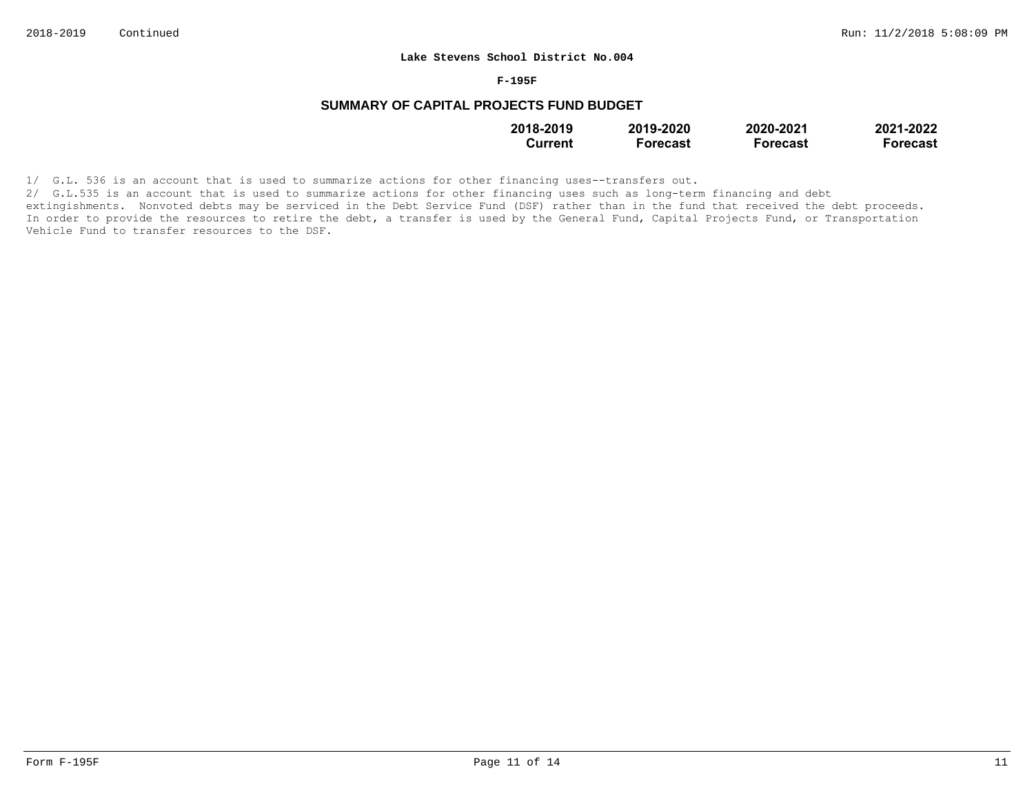**Lake Stevens School District No.004**

**F-195F**

## SUMMARY OF CAPITAL PROJECTS FUND BUDGET

| | 2018-2019 Current | 2019-2020 Forecast | 2020-2021 Forecast | 2021-2022 Forecast |
|---|---|---|---|---|

1/ G.L. 536 is an account that is used to summarize actions for other financing uses--transfers out.

2/ G.L.535 is an account that is used to summarize actions for other financing uses such as long-term financing and debt extingishments. Nonvoted debts may be serviced in the Debt Service Fund (DSF) rather than in the fund that received the debt proceeds. In order to provide the resources to retire the debt, a transfer is used by the General Fund, Capital Projects Fund, or Transportation Vehicle Fund to transfer resources to the DSF.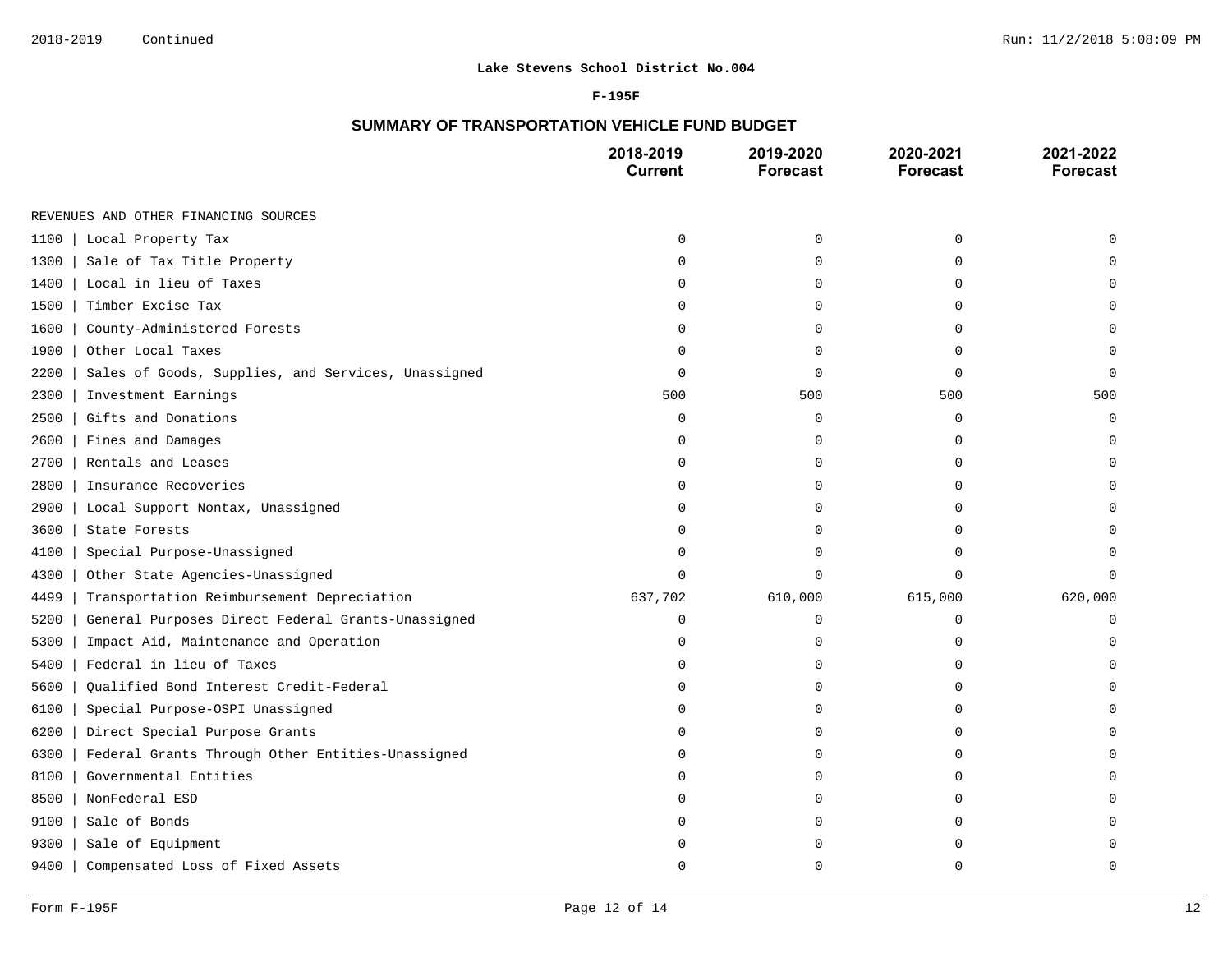**Lake Stevens School District No.004**

**F-195F**

## SUMMARY OF TRANSPORTATION VEHICLE FUND BUDGET

| | 2018-2019 Current | 2019-2020 Forecast | 2020-2021 Forecast | 2021-2022 Forecast |
|---|---|---|---|---|
| REVENUES AND OTHER FINANCING SOURCES | | | | |
| 1100 \| Local Property Tax | 0 | 0 | 0 | 0 |
| 1300 \| Sale of Tax Title Property | 0 | 0 | 0 | 0 |
| 1400 \| Local in lieu of Taxes | 0 | 0 | 0 | 0 |
| 1500 \| Timber Excise Tax | 0 | 0 | 0 | 0 |
| 1600 \| County-Administered Forests | 0 | 0 | 0 | 0 |
| 1900 \| Other Local Taxes | 0 | 0 | 0 | 0 |
| 2200 \| Sales of Goods, Supplies, and Services, Unassigned | 0 | 0 | 0 | 0 |
| 2300 \| Investment Earnings | 500 | 500 | 500 | 500 |
| 2500 \| Gifts and Donations | 0 | 0 | 0 | 0 |
| 2600 \| Fines and Damages | 0 | 0 | 0 | 0 |
| 2700 \| Rentals and Leases | 0 | 0 | 0 | 0 |
| 2800 \| Insurance Recoveries | 0 | 0 | 0 | 0 |
| 2900 \| Local Support Nontax, Unassigned | 0 | 0 | 0 | 0 |
| 3600 \| State Forests | 0 | 0 | 0 | 0 |
| 4100 \| Special Purpose-Unassigned | 0 | 0 | 0 | 0 |
| 4300 \| Other State Agencies-Unassigned | 0 | 0 | 0 | 0 |
| 4499 \| Transportation Reimbursement Depreciation | 637,702 | 610,000 | 615,000 | 620,000 |
| 5200 \| General Purposes Direct Federal Grants-Unassigned | 0 | 0 | 0 | 0 |
| 5300 \| Impact Aid, Maintenance and Operation | 0 | 0 | 0 | 0 |
| 5400 \| Federal in lieu of Taxes | 0 | 0 | 0 | 0 |
| 5600 \| Qualified Bond Interest Credit-Federal | 0 | 0 | 0 | 0 |
| 6100 \| Special Purpose-OSPI Unassigned | 0 | 0 | 0 | 0 |
| 6200 \| Direct Special Purpose Grants | 0 | 0 | 0 | 0 |
| 6300 \| Federal Grants Through Other Entities-Unassigned | 0 | 0 | 0 | 0 |
| 8100 \| Governmental Entities | 0 | 0 | 0 | 0 |
| 8500 \| NonFederal ESD | 0 | 0 | 0 | 0 |
| 9100 \| Sale of Bonds | 0 | 0 | 0 | 0 |
| 9300 \| Sale of Equipment | 0 | 0 | 0 | 0 |
| 9400 \| Compensated Loss of Fixed Assets | 0 | 0 | 0 | 0 |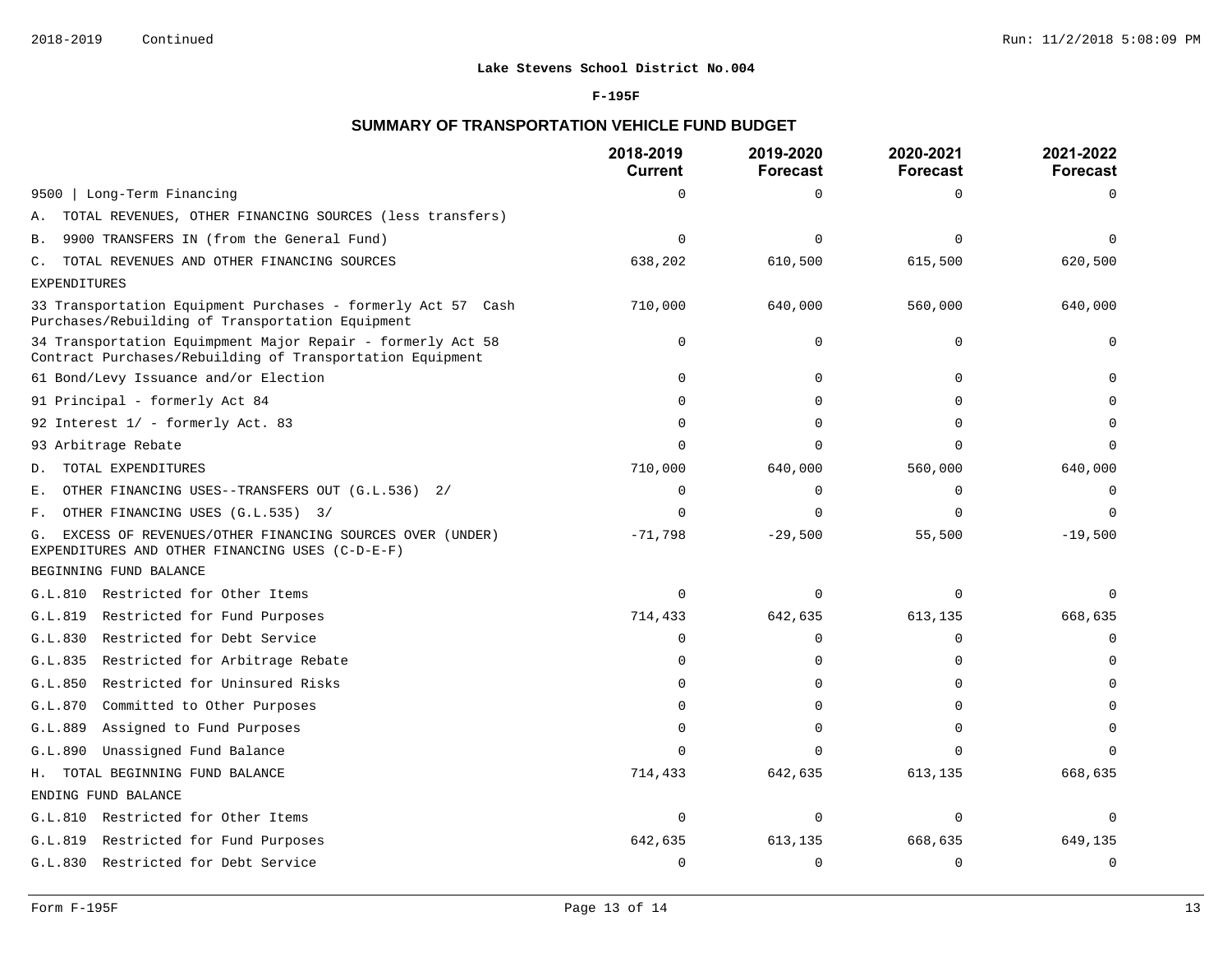**Lake Stevens School District No.004**

**F-195F**

## SUMMARY OF TRANSPORTATION VEHICLE FUND BUDGET

| | 2018-2019 Current | 2019-2020 Forecast | 2020-2021 Forecast | 2021-2022 Forecast |
|---|---|---|---|---|
| 9500 \| Long-Term Financing | 0 | 0 | 0 | 0 |
| A. TOTAL REVENUES, OTHER FINANCING SOURCES (less transfers) | | | | |
| B. 9900 TRANSFERS IN (from the General Fund) | 0 | 0 | 0 | 0 |
| C. TOTAL REVENUES AND OTHER FINANCING SOURCES | 638,202 | 610,500 | 615,500 | 620,500 |
| EXPENDITURES | | | | |
| 33 Transportation Equipment Purchases - formerly Act 57 Cash Purchases/Rebuilding of Transportation Equipment | 710,000 | 640,000 | 560,000 | 640,000 |
| 34 Transportation Equimpment Major Repair - formerly Act 58 Contract Purchases/Rebuilding of Transportation Equipment | 0 | 0 | 0 | 0 |
| 61 Bond/Levy Issuance and/or Election | 0 | 0 | 0 | 0 |
| 91 Principal - formerly Act 84 | 0 | 0 | 0 | 0 |
| 92 Interest 1/ - formerly Act. 83 | 0 | 0 | 0 | 0 |
| 93 Arbitrage Rebate | 0 | 0 | 0 | 0 |
| D. TOTAL EXPENDITURES | 710,000 | 640,000 | 560,000 | 640,000 |
| E. OTHER FINANCING USES--TRANSFERS OUT (G.L.536) 2/ | 0 | 0 | 0 | 0 |
| F. OTHER FINANCING USES (G.L.535) 3/ | 0 | 0 | 0 | 0 |
| G. EXCESS OF REVENUES/OTHER FINANCING SOURCES OVER (UNDER) EXPENDITURES AND OTHER FINANCING USES (C-D-E-F) | -71,798 | -29,500 | 55,500 | -19,500 |
| BEGINNING FUND BALANCE | | | | |
| G.L.810 Restricted for Other Items | 0 | 0 | 0 | 0 |
| G.L.819 Restricted for Fund Purposes | 714,433 | 642,635 | 613,135 | 668,635 |
| G.L.830 Restricted for Debt Service | 0 | 0 | 0 | 0 |
| G.L.835 Restricted for Arbitrage Rebate | 0 | 0 | 0 | 0 |
| G.L.850 Restricted for Uninsured Risks | 0 | 0 | 0 | 0 |
| G.L.870 Committed to Other Purposes | 0 | 0 | 0 | 0 |
| G.L.889 Assigned to Fund Purposes | 0 | 0 | 0 | 0 |
| G.L.890 Unassigned Fund Balance | 0 | 0 | 0 | 0 |
| H. TOTAL BEGINNING FUND BALANCE | 714,433 | 642,635 | 613,135 | 668,635 |
| ENDING FUND BALANCE | | | | |
| G.L.810 Restricted for Other Items | 0 | 0 | 0 | 0 |
| G.L.819 Restricted for Fund Purposes | 642,635 | 613,135 | 668,635 | 649,135 |
| G.L.830 Restricted for Debt Service | 0 | 0 | 0 | 0 |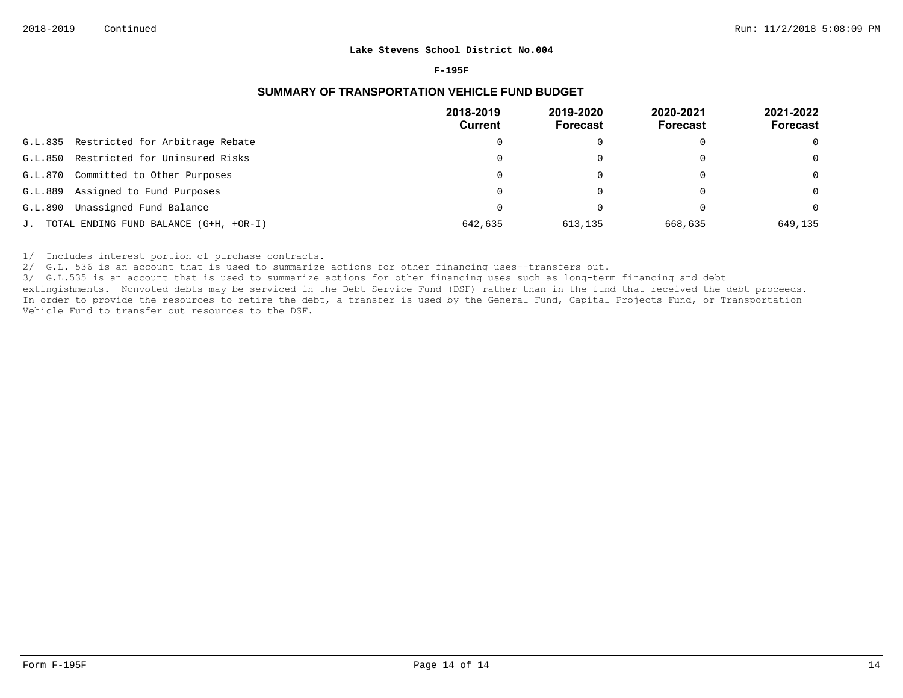**Lake Stevens School District No.004**

**F-195F**

## SUMMARY OF TRANSPORTATION VEHICLE FUND BUDGET

| | 2018-2019 Current | 2019-2020 Forecast | 2020-2021 Forecast | 2021-2022 Forecast |
|---|---|---|---|---|
| G.L.835 Restricted for Arbitrage Rebate | 0 | 0 | 0 | 0 |
| G.L.850 Restricted for Uninsured Risks | 0 | 0 | 0 | 0 |
| G.L.870 Committed to Other Purposes | 0 | 0 | 0 | 0 |
| G.L.889 Assigned to Fund Purposes | 0 | 0 | 0 | 0 |
| G.L.890 Unassigned Fund Balance | 0 | 0 | 0 | 0 |
| J. TOTAL ENDING FUND BALANCE (G+H, +OR-I) | 642,635 | 613,135 | 668,635 | 649,135 |

1/ Includes interest portion of purchase contracts.

2/ G.L. 536 is an account that is used to summarize actions for other financing uses--transfers out.

3/ G.L.535 is an account that is used to summarize actions for other financing uses such as long-term financing and debt extingishments. Nonvoted debts may be serviced in the Debt Service Fund (DSF) rather than in the fund that received the debt proceeds. In order to provide the resources to retire the debt, a transfer is used by the General Fund, Capital Projects Fund, or Transportation Vehicle Fund to transfer out resources to the DSF.